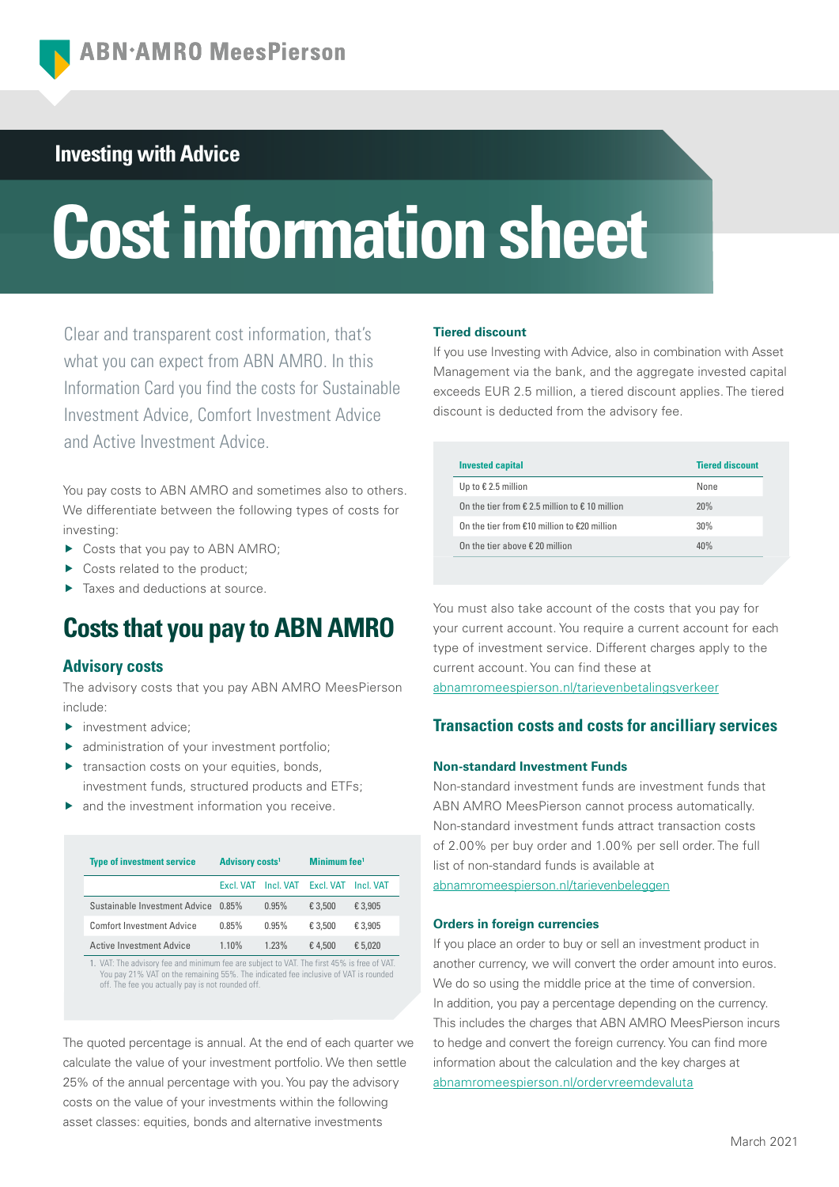# Investing with Advice

# Cost information sheet

Clear and transparent cost information, that's what you can expect from ABN AMRO. In this Information Card you find the costs for Sustainable Investment Advice, Comfort Investment Advice and Active Investment Advice.

You pay costs to ABN AMRO and sometimes also to others. We differentiate between the following types of costs for investing:

- Costs that you pay to ABN AMRO;
- Costs related to the product;
- Taxes and deductions at source.

## Costs that you pay to ABN AMRO

### Advisory costs

The advisory costs that you pay ABN AMRO MeesPierson include:

- investment advice;
- administration of your investment portfolio;
- transaction costs on your equities, bonds, investment funds, structured products and ETFs;
- and the investment information you receive.

| Type of investment service | Advisory costs[1] | | Minimum fee[1] | |
|---|---|---|---|---|
| | Excl. VAT | Incl. VAT | Excl. VAT | Incl. VAT |
| Sustainable Investment Advice | 0.85% | 0.95% | € 3,500 | € 3,905 |
| Comfort Investment Advice | 0.85% | 0.95% | € 3,500 | € 3,905 |
| Active Investment Advice | 1.10% | 1.23% | € 4,500 | € 5,020 |

1. VAT: The advisory fee and minimum fee are subject to VAT. The first 45% is free of VAT. You pay 21% VAT on the remaining 55%. The indicated fee inclusive of VAT is rounded off. The fee you actually pay is not rounded off.

The quoted percentage is annual. At the end of each quarter we calculate the value of your investment portfolio. We then settle 25% of the annual percentage with you. You pay the advisory costs on the value of your investments within the following asset classes: equities, bonds and alternative investments

### Tiered discount

If you use Investing with Advice, also in combination with Asset Management via the bank, and the aggregate invested capital exceeds EUR 2.5 million, a tiered discount applies. The tiered discount is deducted from the advisory fee.

| Invested capital | Tiered discount |
|---|---|
| Up to € 2.5 million | None |
| On the tier from € 2.5 million to € 10 million | 20% |
| On the tier from €10 million to €20 million | 30% |
| On the tier above € 20 million | 40% |

You must also take account of the costs that you pay for your current account. You require a current account for each type of investment service. Different charges apply to the current account. You can find these at abnamromeespierson.nl/tarievenbetalingsverkeer

## Transaction costs and costs for ancilliary services

### Non-standard Investment Funds

Non-standard investment funds are investment funds that ABN AMRO MeesPierson cannot process automatically. Non-standard investment funds attract transaction costs of 2.00% per buy order and 1.00% per sell order. The full list of non-standard funds is available at abnamromeespierson.nl/tarievenbeleggen

### Orders in foreign currencies

If you place an order to buy or sell an investment product in another currency, we will convert the order amount into euros. We do so using the middle price at the time of conversion. In addition, you pay a percentage depending on the currency. This includes the charges that ABN AMRO MeesPierson incurs to hedge and convert the foreign currency. You can find more information about the calculation and the key charges at abnamromeespierson.nl/ordervreemdevaluta

March 2021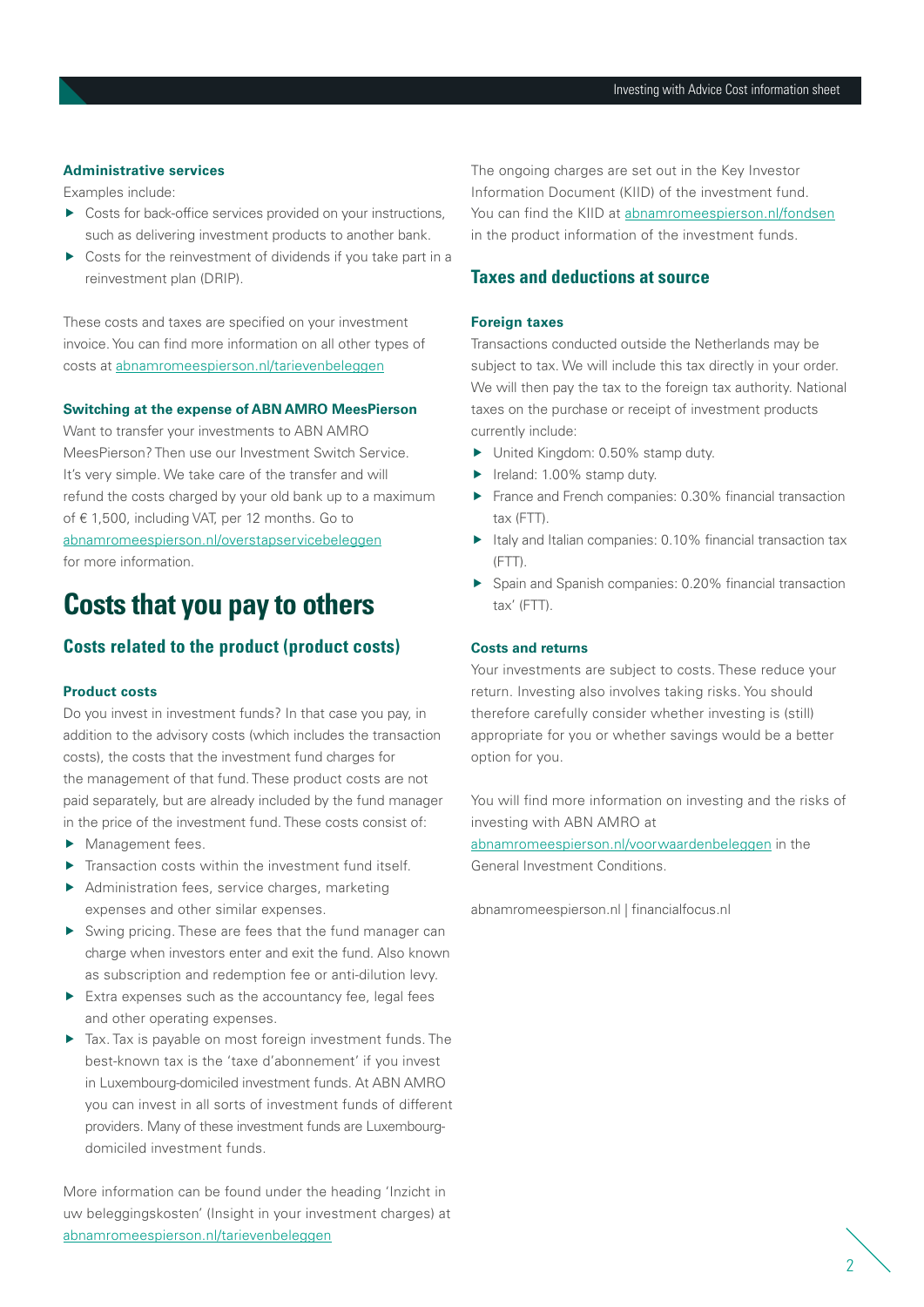#### Administrative services

Examples include:

- Costs for back-office services provided on your instructions, such as delivering investment products to another bank.
- Costs for the reinvestment of dividends if you take part in a reinvestment plan (DRIP).

These costs and taxes are specified on your investment invoice. You can find more information on all other types of costs at abnamromeespierson.nl/tarievenbeleggen

#### Switching at the expense of ABN AMRO MeesPierson

Want to transfer your investments to ABN AMRO MeesPierson? Then use our Investment Switch Service. It's very simple. We take care of the transfer and will refund the costs charged by your old bank up to a maximum of € 1,500, including VAT, per 12 months. Go to abnamromeespierson.nl/overstapservicebeleggen for more information.

# Costs that you pay to others

## Costs related to the product (product costs)

#### Product costs

Do you invest in investment funds? In that case you pay, in addition to the advisory costs (which includes the transaction costs), the costs that the investment fund charges for the management of that fund. These product costs are not paid separately, but are already included by the fund manager in the price of the investment fund. These costs consist of:

- Management fees.
- Transaction costs within the investment fund itself.
- Administration fees, service charges, marketing expenses and other similar expenses.
- Swing pricing. These are fees that the fund manager can charge when investors enter and exit the fund. Also known as subscription and redemption fee or anti-dilution levy.
- Extra expenses such as the accountancy fee, legal fees and other operating expenses.
- Tax. Tax is payable on most foreign investment funds. The best-known tax is the 'taxe d'abonnement' if you invest in Luxembourg-domiciled investment funds. At ABN AMRO you can invest in all sorts of investment funds of different providers. Many of these investment funds are Luxembourg-domiciled investment funds.

More information can be found under the heading 'Inzicht in uw beleggingskosten' (Insight in your investment charges) at abnamromeespierson.nl/tarievenbeleggen

The ongoing charges are set out in the Key Investor Information Document (KIID) of the investment fund. You can find the KIID at abnamromeespierson.nl/fondsen in the product information of the investment funds.

## Taxes and deductions at source

#### Foreign taxes

Transactions conducted outside the Netherlands may be subject to tax. We will include this tax directly in your order. We will then pay the tax to the foreign tax authority. National taxes on the purchase or receipt of investment products currently include:

- United Kingdom: 0.50% stamp duty.
- Ireland: 1.00% stamp duty.
- France and French companies: 0.30% financial transaction tax (FTT).
- Italy and Italian companies: 0.10% financial transaction tax (FTT).
- Spain and Spanish companies: 0.20% financial transaction tax' (FTT).

#### Costs and returns

Your investments are subject to costs. These reduce your return. Investing also involves taking risks. You should therefore carefully consider whether investing is (still) appropriate for you or whether savings would be a better option for you.

You will find more information on investing and the risks of investing with ABN AMRO at abnamromeespierson.nl/voorwaardenbeleggen in the General Investment Conditions.

abnamromeespierson.nl | financialfocus.nl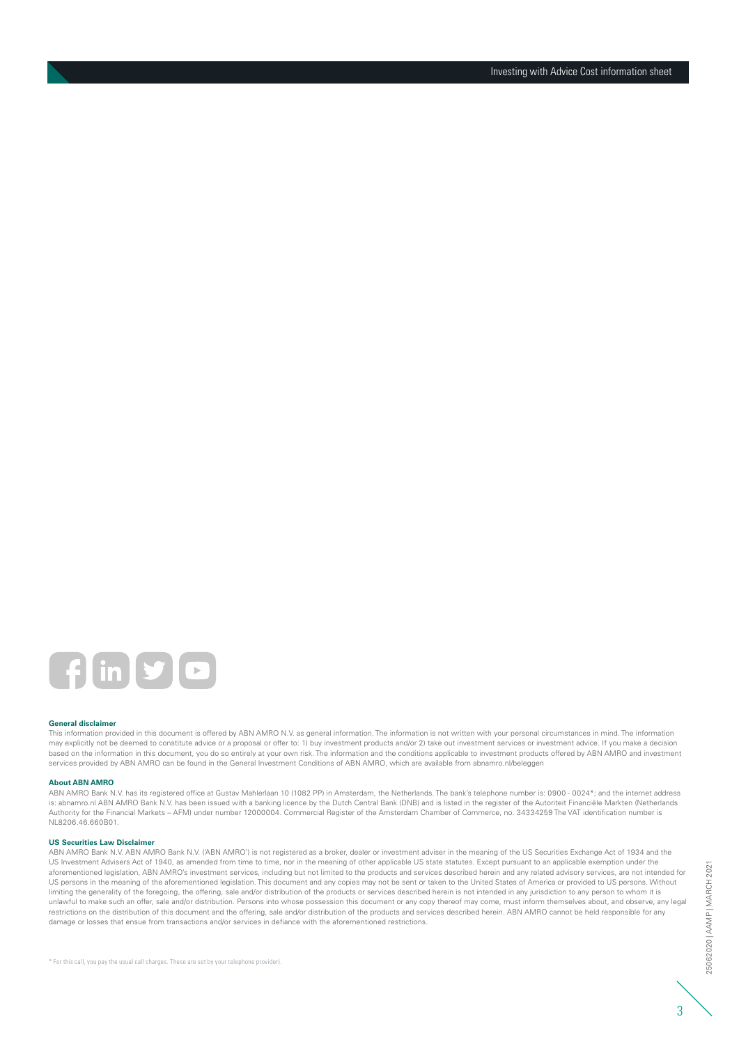**General disclaimer**

This information provided in this document is offered by ABN AMRO N.V. as general information. The information is not written with your personal circumstances in mind. The information may explicitly not be deemed to constitute advice or a proposal or offer to: 1) buy investment products and/or 2) take out investment services or investment advice. If you make a decision based on the information in this document, you do so entirely at your own risk. The information and the conditions applicable to investment products offered by ABN AMRO and investment services provided by ABN AMRO can be found in the General Investment Conditions of ABN AMRO, which are available from abnamro.nl/beleggen

**About ABN AMRO**

ABN AMRO Bank N.V. has its registered office at Gustav Mahlerlaan 10 (1082 PP) in Amsterdam, the Netherlands. The bank's telephone number is: 0900 - 0024*; and the internet address is: abnamro.nl ABN AMRO Bank N.V. has been issued with a banking licence by the Dutch Central Bank (DNB) and is listed in the register of the Autoriteit Financiële Markten (Netherlands Authority for the Financial Markets – AFM) under number 12000004. Commercial Register of the Amsterdam Chamber of Commerce, no. 34334259 The VAT identification number is NL8206.46.660B01.

**US Securities Law Disclaimer**

ABN AMRO Bank N.V. ABN AMRO Bank N.V. ('ABN AMRO') is not registered as a broker, dealer or investment adviser in the meaning of the US Securities Exchange Act of 1934 and the US Investment Advisers Act of 1940, as amended from time to time, nor in the meaning of other applicable US state statutes. Except pursuant to an applicable exemption under the aforementioned legislation, ABN AMRO's investment services, including but not limited to the products and services described herein and any related advisory services, are not intended for US persons in the meaning of the aforementioned legislation. This document and any copies may not be sent or taken to the United States of America or provided to US persons. Without limiting the generality of the foregoing, the offering, sale and/or distribution of the products or services described herein is not intended in any jurisdiction to any person to whom it is unlawful to make such an offer, sale and/or distribution. Persons into whose possession this document or any copy thereof may come, must inform themselves about, and observe, any legal restrictions on the distribution of this document and the offering, sale and/or distribution of the products and services described herein. ABN AMRO cannot be held responsible for any damage or losses that ensue from transactions and/or services in defiance with the aforementioned restrictions.

\* For this call, you pay the usual call charges. These are set by your telephone provider).

25062020 | AAMP | MARCH 2021